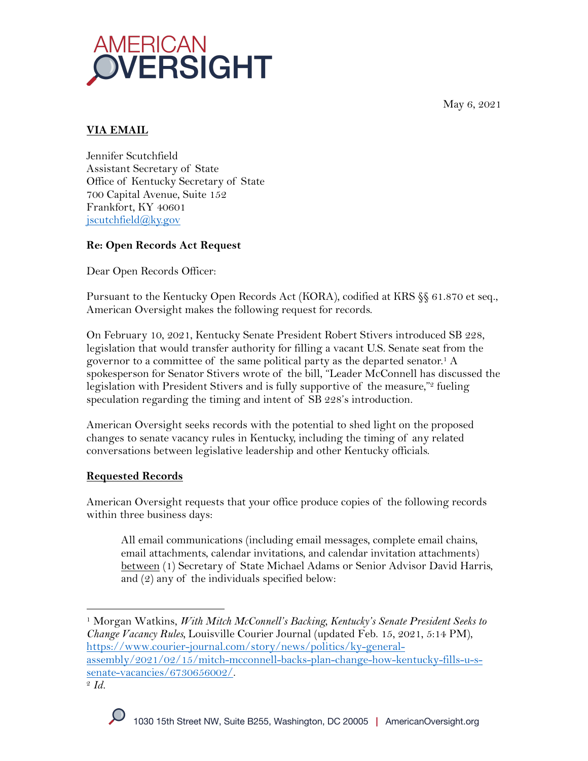AMERICAN OVERSIGHT

May 6, 2021

**VIA EMAIL**

Jennifer Scutchfield
Assistant Secretary of State
Office of Kentucky Secretary of State
700 Capital Avenue, Suite 152
Frankfort, KY 40601
jscutchfield@ky.gov

**Re: Open Records Act Request**

Dear Open Records Officer:

Pursuant to the Kentucky Open Records Act (KORA), codified at KRS §§ 61.870 et seq., American Oversight makes the following request for records.

On February 10, 2021, Kentucky Senate President Robert Stivers introduced SB 228, legislation that would transfer authority for filling a vacant U.S. Senate seat from the governor to a committee of the same political party as the departed senator.[1] A spokesperson for Senator Stivers wrote of the bill, "Leader McConnell has discussed the legislation with President Stivers and is fully supportive of the measure,"[2] fueling speculation regarding the timing and intent of SB 228's introduction.

American Oversight seeks records with the potential to shed light on the proposed changes to senate vacancy rules in Kentucky, including the timing of any related conversations between legislative leadership and other Kentucky officials.

**Requested Records**

American Oversight requests that your office produce copies of the following records within three business days:

> All email communications (including email messages, complete email chains, email attachments, calendar invitations, and calendar invitation attachments) between (1) Secretary of State Michael Adams or Senior Advisor David Harris, and (2) any of the individuals specified below:

---

[1] Morgan Watkins, *With Mitch McConnell's Backing, Kentucky's Senate President Seeks to Change Vacancy Rules*, Louisville Courier Journal (updated Feb. 15, 2021, 5:14 PM), https://www.courier-journal.com/story/news/politics/ky-general-assembly/2021/02/15/mitch-mcconnell-backs-plan-change-how-kentucky-fills-u-s-senate-vacancies/6730656002/.

[2] *Id.*

1030 15th Street NW, Suite B255, Washington, DC 20005 | AmericanOversight.org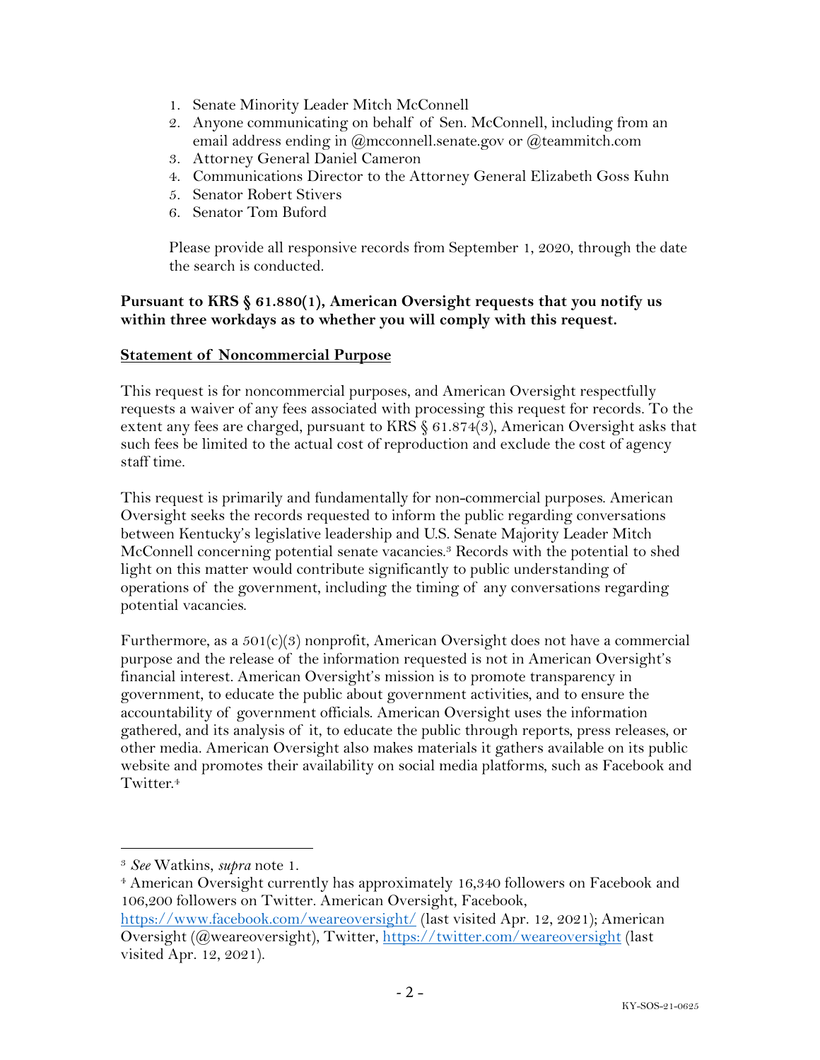1. Senate Minority Leader Mitch McConnell
2. Anyone communicating on behalf of Sen. McConnell, including from an email address ending in @mcconnell.senate.gov or @teammitch.com
3. Attorney General Daniel Cameron
4. Communications Director to the Attorney General Elizabeth Goss Kuhn
5. Senator Robert Stivers
6. Senator Tom Buford

Please provide all responsive records from September 1, 2020, through the date the search is conducted.

**Pursuant to KRS § 61.880(1), American Oversight requests that you notify us within three workdays as to whether you will comply with this request.**

**Statement of Noncommercial Purpose**

This request is for noncommercial purposes, and American Oversight respectfully requests a waiver of any fees associated with processing this request for records. To the extent any fees are charged, pursuant to KRS § 61.874(3), American Oversight asks that such fees be limited to the actual cost of reproduction and exclude the cost of agency staff time.

This request is primarily and fundamentally for non-commercial purposes. American Oversight seeks the records requested to inform the public regarding conversations between Kentucky's legislative leadership and U.S. Senate Majority Leader Mitch McConnell concerning potential senate vacancies.[3] Records with the potential to shed light on this matter would contribute significantly to public understanding of operations of the government, including the timing of any conversations regarding potential vacancies.

Furthermore, as a 501(c)(3) nonprofit, American Oversight does not have a commercial purpose and the release of the information requested is not in American Oversight's financial interest. American Oversight's mission is to promote transparency in government, to educate the public about government activities, and to ensure the accountability of government officials. American Oversight uses the information gathered, and its analysis of it, to educate the public through reports, press releases, or other media. American Oversight also makes materials it gathers available on its public website and promotes their availability on social media platforms, such as Facebook and Twitter.[4]

---

[3] *See* Watkins, *supra* note 1.

[4] American Oversight currently has approximately 16,340 followers on Facebook and 106,200 followers on Twitter. American Oversight, Facebook, https://www.facebook.com/weareoversight/ (last visited Apr. 12, 2021); American Oversight (@weareoversight), Twitter, https://twitter.com/weareoversight (last visited Apr. 12, 2021).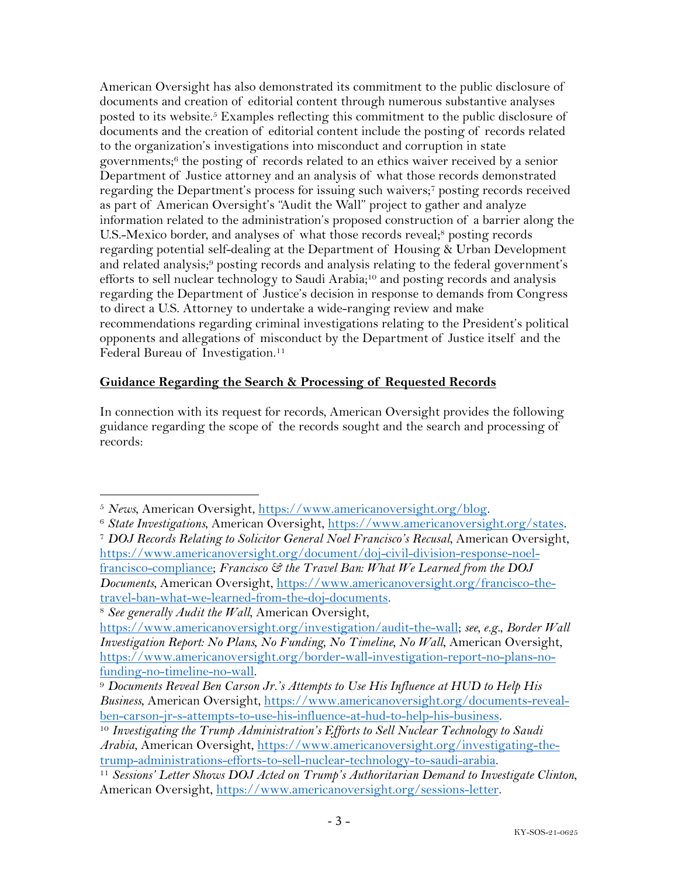American Oversight has also demonstrated its commitment to the public disclosure of documents and creation of editorial content through numerous substantive analyses posted to its website.[5] Examples reflecting this commitment to the public disclosure of documents and the creation of editorial content include the posting of records related to the organization's investigations into misconduct and corruption in state governments;[6] the posting of records related to an ethics waiver received by a senior Department of Justice attorney and an analysis of what those records demonstrated regarding the Department's process for issuing such waivers;[7] posting records received as part of American Oversight's "Audit the Wall" project to gather and analyze information related to the administration's proposed construction of a barrier along the U.S.-Mexico border, and analyses of what those records reveal;[8] posting records regarding potential self-dealing at the Department of Housing & Urban Development and related analysis;[9] posting records and analysis relating to the federal government's efforts to sell nuclear technology to Saudi Arabia;[10] and posting records and analysis regarding the Department of Justice's decision in response to demands from Congress to direct a U.S. Attorney to undertake a wide-ranging review and make recommendations regarding criminal investigations relating to the President's political opponents and allegations of misconduct by the Department of Justice itself and the Federal Bureau of Investigation.[11]

**Guidance Regarding the Search & Processing of Requested Records**

In connection with its request for records, American Oversight provides the following guidance regarding the scope of the records sought and the search and processing of records:

---

[5] *News*, American Oversight, https://www.americanoversight.org/blog.

[6] *State Investigations*, American Oversight, https://www.americanoversight.org/states.

[7] *DOJ Records Relating to Solicitor General Noel Francisco's Recusal*, American Oversight, https://www.americanoversight.org/document/doj-civil-division-response-noel-francisco-compliance; *Francisco & the Travel Ban: What We Learned from the DOJ Documents*, American Oversight, https://www.americanoversight.org/francisco-the-travel-ban-what-we-learned-from-the-doj-documents.

[8] *See generally Audit the Wall*, American Oversight, https://www.americanoversight.org/investigation/audit-the-wall; *see, e.g.*, *Border Wall Investigation Report: No Plans, No Funding, No Timeline, No Wall*, American Oversight, https://www.americanoversight.org/border-wall-investigation-report-no-plans-no-funding-no-timeline-no-wall.

[9] *Documents Reveal Ben Carson Jr.'s Attempts to Use His Influence at HUD to Help His Business*, American Oversight, https://www.americanoversight.org/documents-reveal-ben-carson-jr-s-attempts-to-use-his-influence-at-hud-to-help-his-business.

[10] *Investigating the Trump Administration's Efforts to Sell Nuclear Technology to Saudi Arabia*, American Oversight, https://www.americanoversight.org/investigating-the-trump-administrations-efforts-to-sell-nuclear-technology-to-saudi-arabia.

[11] *Sessions' Letter Shows DOJ Acted on Trump's Authoritarian Demand to Investigate Clinton*, American Oversight, https://www.americanoversight.org/sessions-letter.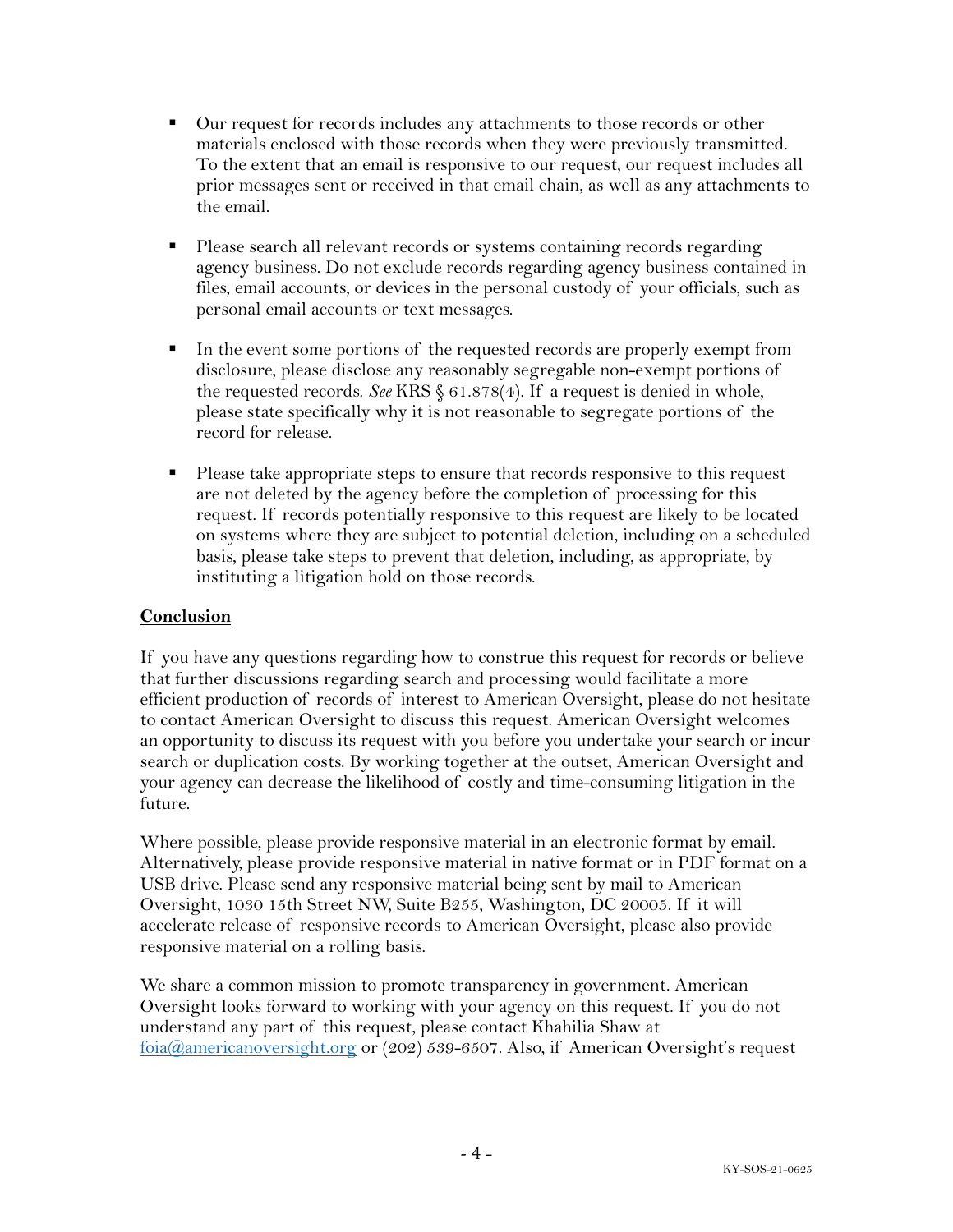- Our request for records includes any attachments to those records or other materials enclosed with those records when they were previously transmitted. To the extent that an email is responsive to our request, our request includes all prior messages sent or received in that email chain, as well as any attachments to the email.

- Please search all relevant records or systems containing records regarding agency business. Do not exclude records regarding agency business contained in files, email accounts, or devices in the personal custody of your officials, such as personal email accounts or text messages.

- In the event some portions of the requested records are properly exempt from disclosure, please disclose any reasonably segregable non-exempt portions of the requested records. *See* KRS § 61.878(4). If a request is denied in whole, please state specifically why it is not reasonable to segregate portions of the record for release.

- Please take appropriate steps to ensure that records responsive to this request are not deleted by the agency before the completion of processing for this request. If records potentially responsive to this request are likely to be located on systems where they are subject to potential deletion, including on a scheduled basis, please take steps to prevent that deletion, including, as appropriate, by instituting a litigation hold on those records.

**Conclusion**

If you have any questions regarding how to construe this request for records or believe that further discussions regarding search and processing would facilitate a more efficient production of records of interest to American Oversight, please do not hesitate to contact American Oversight to discuss this request. American Oversight welcomes an opportunity to discuss its request with you before you undertake your search or incur search or duplication costs. By working together at the outset, American Oversight and your agency can decrease the likelihood of costly and time-consuming litigation in the future.

Where possible, please provide responsive material in an electronic format by email. Alternatively, please provide responsive material in native format or in PDF format on a USB drive. Please send any responsive material being sent by mail to American Oversight, 1030 15th Street NW, Suite B255, Washington, DC 20005. If it will accelerate release of responsive records to American Oversight, please also provide responsive material on a rolling basis.

We share a common mission to promote transparency in government. American Oversight looks forward to working with your agency on this request. If you do not understand any part of this request, please contact Khahilia Shaw at foia@americanoversight.org or (202) 539-6507. Also, if American Oversight's request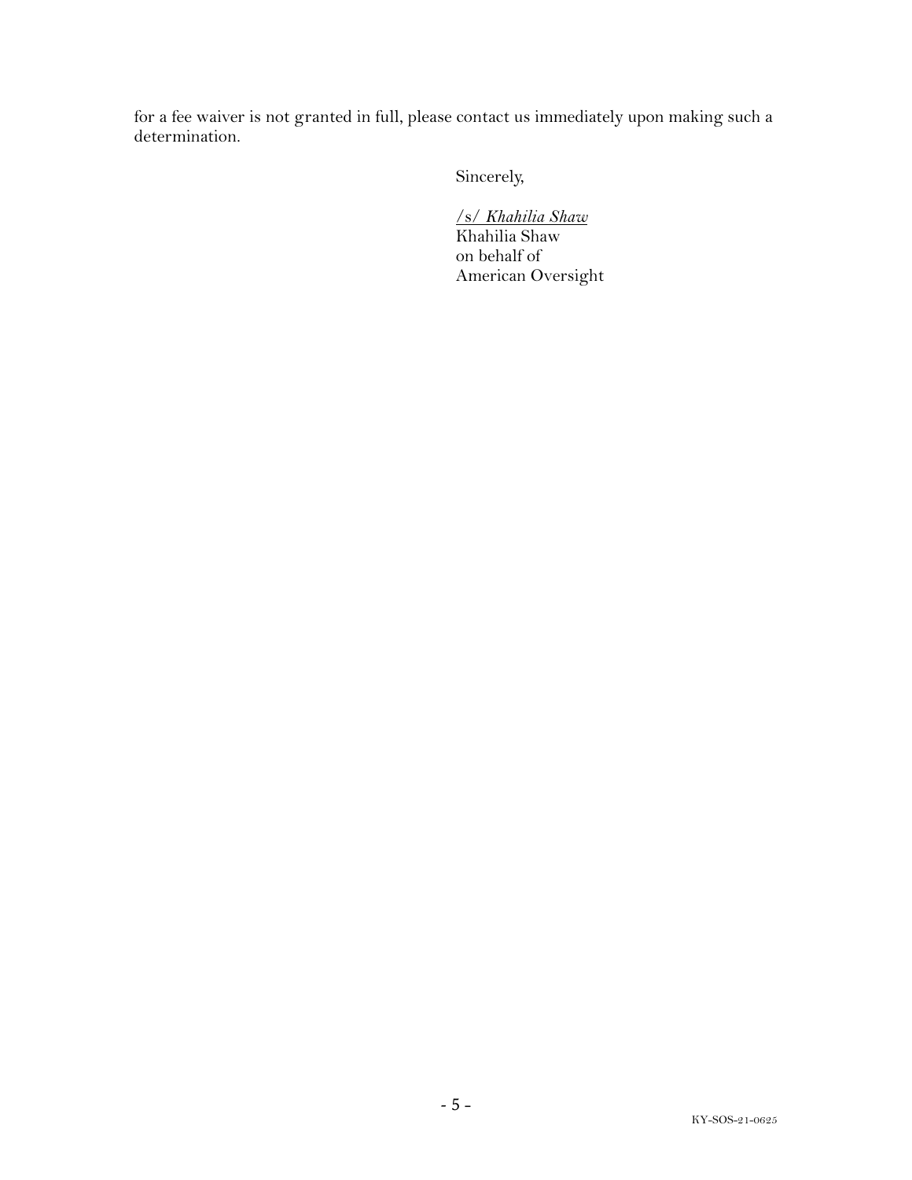for a fee waiver is not granted in full, please contact us immediately upon making such a determination.

Sincerely,

*/s/ Khahilia Shaw*
Khahilia Shaw
on behalf of
American Oversight

KY-SOS-21-0625